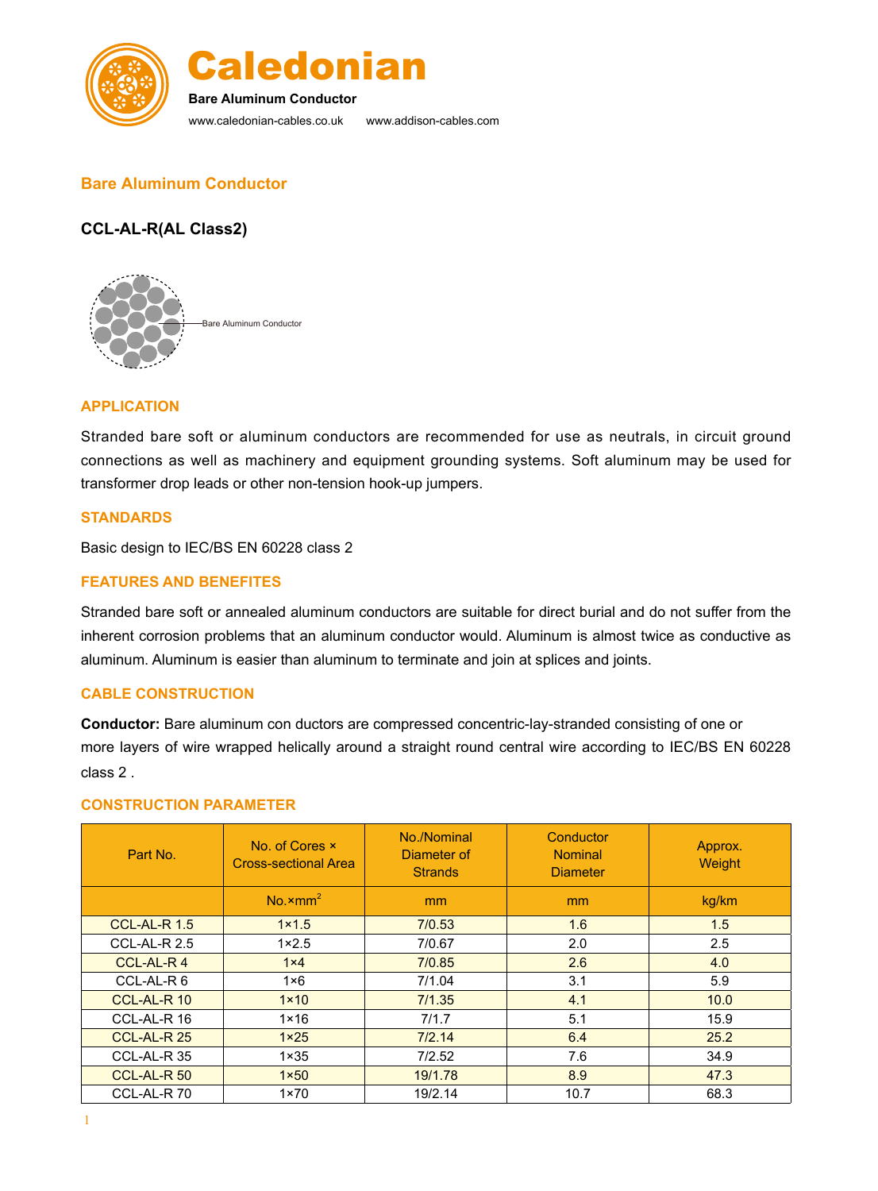# Caledonian

**Bare Aluminum Conductor**

www.caledonian-cables.co.uk www.addison-cables.com

## Bare Aluminum Conductor

### CCL-AL-R(AL Class2)

Bare Aluminum Conductor

### APPLICATION

Stranded bare soft or aluminum conductors are recommended for use as neutrals, in circuit ground connections as well as machinery and equipment grounding systems. Soft aluminum may be used for transformer drop leads or other non-tension hook-up jumpers.

### STANDARDS

Basic design to IEC/BS EN 60228 class 2

### FEATURES AND BENEFITES

Stranded bare soft or annealed aluminum conductors are suitable for direct burial and do not suffer from the inherent corrosion problems that an aluminum conductor would. Aluminum is almost twice as conductive as aluminum. Aluminum is easier than aluminum to terminate and join at splices and joints.

### CABLE CONSTRUCTION

**Conductor:** Bare aluminum con ductors are compressed concentric-lay-stranded consisting of one or more layers of wire wrapped helically around a straight round central wire according to IEC/BS EN 60228 class 2 .

### CONSTRUCTION PARAMETER

| Part No. | No. of Cores × Cross-sectional Area | No./Nominal Diameter of Strands | Conductor Nominal Diameter | Approx. Weight |
|---|---|---|---|---|
| | No.×mm$^2$ | mm | mm | kg/km |
| CCL-AL-R 1.5 | 1×1.5 | 7/0.53 | 1.6 | 1.5 |
| CCL-AL-R 2.5 | 1×2.5 | 7/0.67 | 2.0 | 2.5 |
| CCL-AL-R 4 | 1×4 | 7/0.85 | 2.6 | 4.0 |
| CCL-AL-R 6 | 1×6 | 7/1.04 | 3.1 | 5.9 |
| CCL-AL-R 10 | 1×10 | 7/1.35 | 4.1 | 10.0 |
| CCL-AL-R 16 | 1×16 | 7/1.7 | 5.1 | 15.9 |
| CCL-AL-R 25 | 1×25 | 7/2.14 | 6.4 | 25.2 |
| CCL-AL-R 35 | 1×35 | 7/2.52 | 7.6 | 34.9 |
| CCL-AL-R 50 | 1×50 | 19/1.78 | 8.9 | 47.3 |
| CCL-AL-R 70 | 1×70 | 19/2.14 | 10.7 | 68.3 |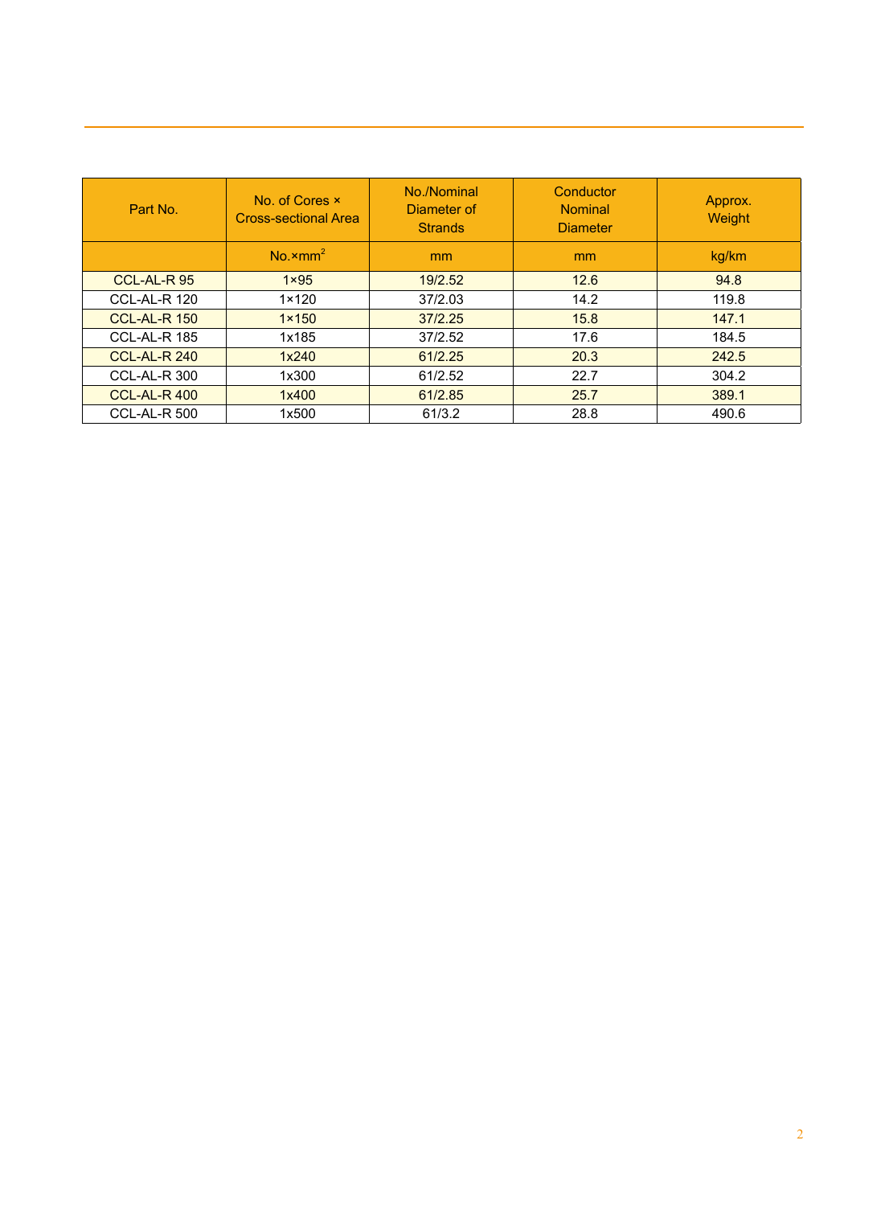| Part No. | No. of Cores × Cross-sectional Area | No./Nominal Diameter of Strands | Conductor Nominal Diameter | Approx. Weight |
|---|---|---|---|---|
| | No.×mm$^2$ | mm | mm | kg/km |
| CCL-AL-R 95 | 1×95 | 19/2.52 | 12.6 | 94.8 |
| CCL-AL-R 120 | 1×120 | 37/2.03 | 14.2 | 119.8 |
| CCL-AL-R 150 | 1×150 | 37/2.25 | 15.8 | 147.1 |
| CCL-AL-R 185 | 1x185 | 37/2.52 | 17.6 | 184.5 |
| CCL-AL-R 240 | 1x240 | 61/2.25 | 20.3 | 242.5 |
| CCL-AL-R 300 | 1x300 | 61/2.52 | 22.7 | 304.2 |
| CCL-AL-R 400 | 1x400 | 61/2.85 | 25.7 | 389.1 |
| CCL-AL-R 500 | 1x500 | 61/3.2 | 28.8 | 490.6 |